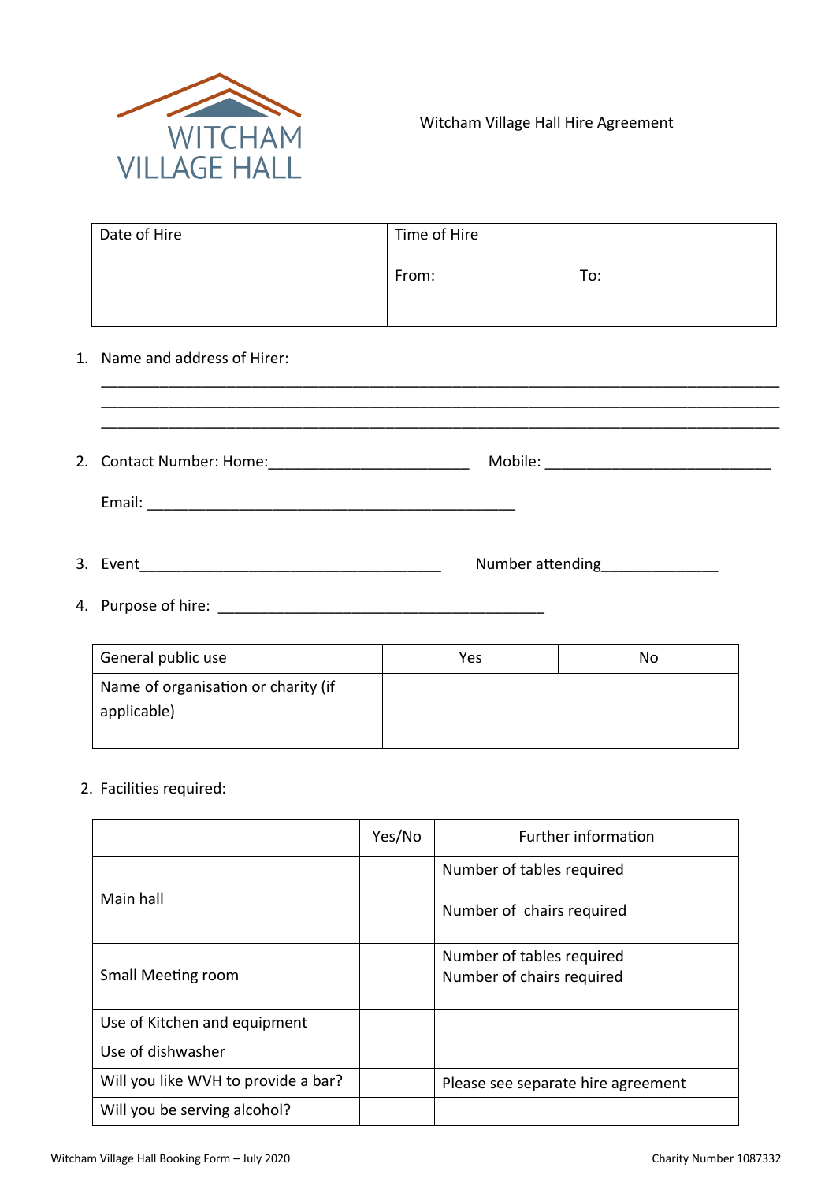WITCHAM VILLAGE HALL

# Witcham Village Hall Hire Agreement

| Date of Hire | Time of Hire<br><br>From: To: |
|---|---|

1. Name and address of Hirer:

_______________________________________________________________________________
_______________________________________________________________________________
_______________________________________________________________________________

2. Contact Number: Home:_______________________ Mobile: __________________________

   Email: ____________________________________________

3. Event___________________________________ Number attending_____________

4. Purpose of hire: ______________________________________

| General public use | Yes | No |
|---|---|---|
| Name of organisation or charity (if applicable) | | |

2. Facilities required:

| | Yes/No | Further information |
|---|---|---|
| Main hall | | Number of tables required<br><br>Number of chairs required |
| Small Meeting room | | Number of tables required<br>Number of chairs required |
| Use of Kitchen and equipment | | |
| Use of dishwasher | | |
| Will you like WVH to provide a bar? | | Please see separate hire agreement |
| Will you be serving alcohol? | | |

Witcham Village Hall Booking Form – July 2020 Charity Number 1087332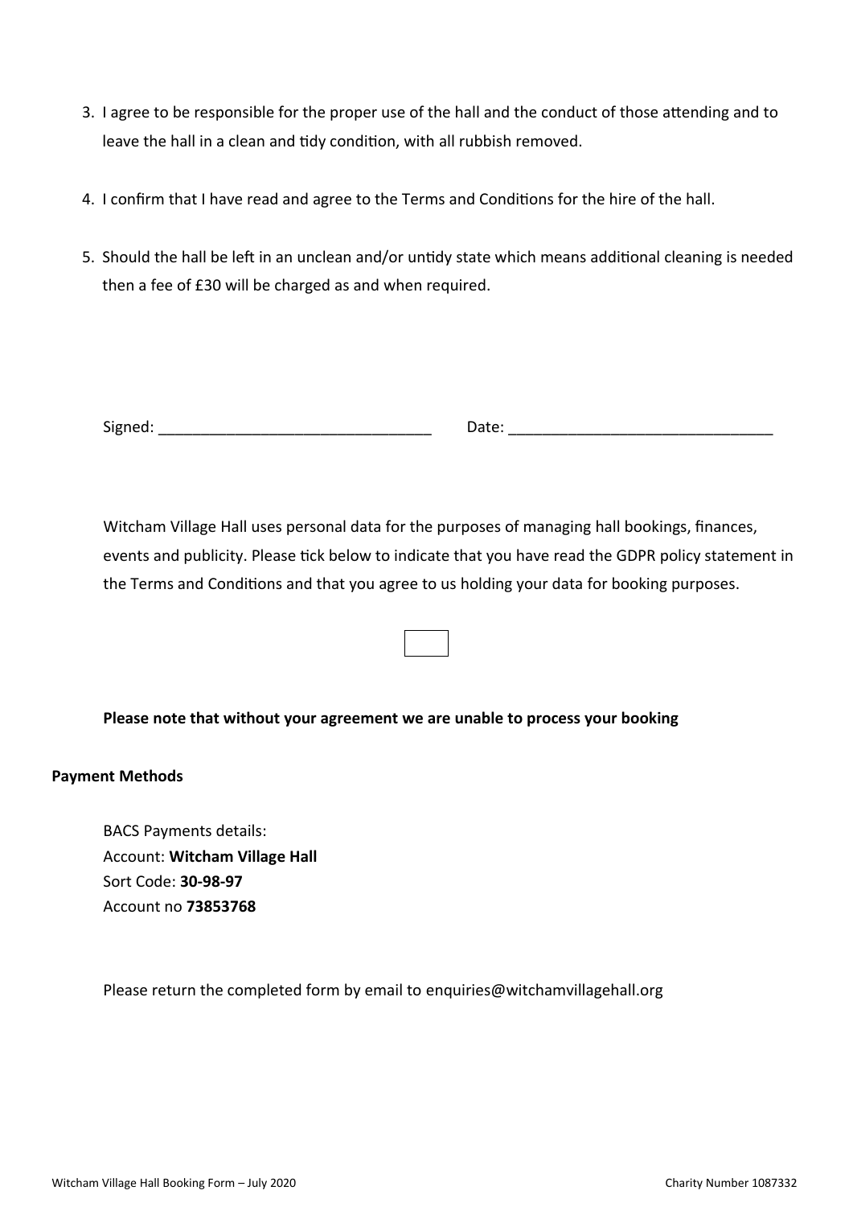3. I agree to be responsible for the proper use of the hall and the conduct of those attending and to leave the hall in a clean and tidy condition, with all rubbish removed.

4. I confirm that I have read and agree to the Terms and Conditions for the hire of the hall.

5. Should the hall be left in an unclean and/or untidy state which means additional cleaning is needed then a fee of £30 will be charged as and when required.

Signed: ________________________________ Date: _______________________________

Witcham Village Hall uses personal data for the purposes of managing hall bookings, finances, events and publicity. Please tick below to indicate that you have read the GDPR policy statement in the Terms and Conditions and that you agree to us holding your data for booking purposes.

☐

**Please note that without your agreement we are unable to process your booking**

**Payment Methods**

BACS Payments details:
Account: **Witcham Village Hall**
Sort Code: **30-98-97**
Account no **73853768**

Please return the completed form by email to enquiries@witchamvillagehall.org